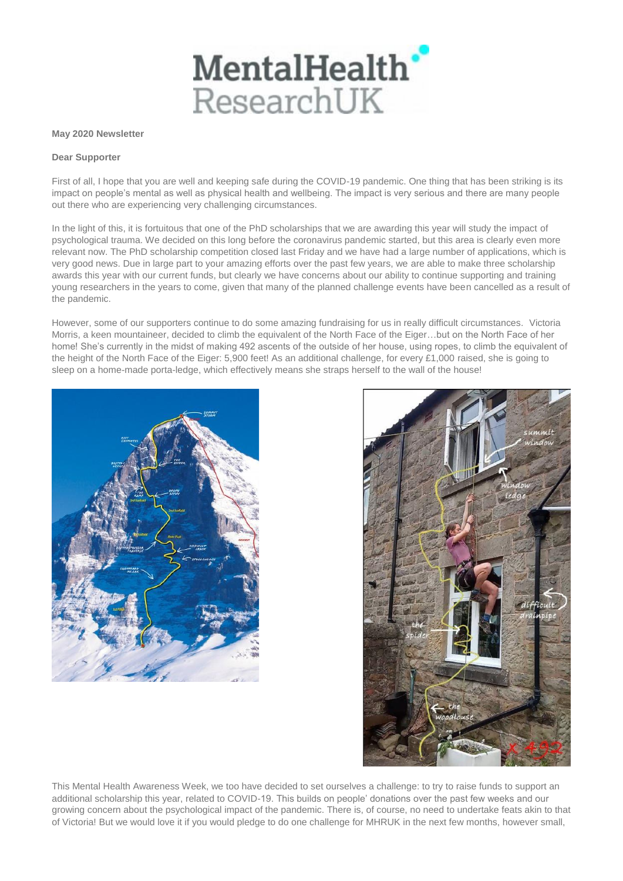**May 2020 Newsletter**

**Dear Supporter**

First of all, I hope that you are well and keeping safe during the COVID-19 pandemic. One thing that has been striking is its impact on people's mental as well as physical health and wellbeing. The impact is very serious and there are many people out there who are experiencing very challenging circumstances.

In the light of this, it is fortuitous that one of the PhD scholarships that we are awarding this year will study the impact of psychological trauma. We decided on this long before the coronavirus pandemic started, but this area is clearly even more relevant now. The PhD scholarship competition closed last Friday and we have had a large number of applications, which is very good news. Due in large part to your amazing efforts over the past few years, we are able to make three scholarship awards this year with our current funds, but clearly we have concerns about our ability to continue supporting and training young researchers in the years to come, given that many of the planned challenge events have been cancelled as a result of the pandemic.

However, some of our supporters continue to do some amazing fundraising for us in really difficult circumstances. Victoria Morris, a keen mountaineer, decided to climb the equivalent of the North Face of the Eiger…but on the North Face of her home! She's currently in the midst of making 492 ascents of the outside of her house, using ropes, to climb the equivalent of the height of the North Face of the Eiger: 5,900 feet! As an additional challenge, for every £1,000 raised, she is going to sleep on a home-made porta-ledge, which effectively means she straps herself to the wall of the house!

This Mental Health Awareness Week, we too have decided to set ourselves a challenge: to try to raise funds to support an additional scholarship this year, related to COVID-19. This builds on people' donations over the past few weeks and our growing concern about the psychological impact of the pandemic. There is, of course, no need to undertake feats akin to that of Victoria! But we would love it if you would pledge to do one challenge for MHRUK in the next few months, however small,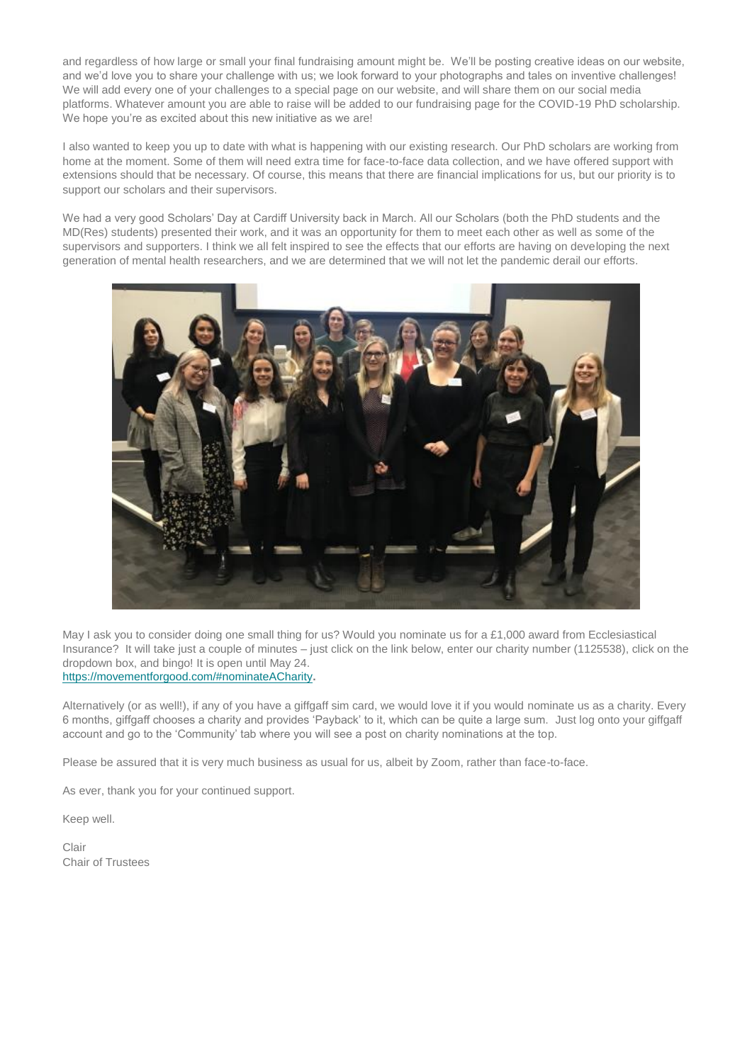and regardless of how large or small your final fundraising amount might be. We'll be posting creative ideas on our website, and we'd love you to share your challenge with us; we look forward to your photographs and tales on inventive challenges! We will add every one of your challenges to a special page on our website, and will share them on our social media platforms. Whatever amount you are able to raise will be added to our fundraising page for the COVID-19 PhD scholarship. We hope you're as excited about this new initiative as we are!

I also wanted to keep you up to date with what is happening with our existing research. Our PhD scholars are working from home at the moment. Some of them will need extra time for face-to-face data collection, and we have offered support with extensions should that be necessary. Of course, this means that there are financial implications for us, but our priority is to support our scholars and their supervisors.

We had a very good Scholars' Day at Cardiff University back in March. All our Scholars (both the PhD students and the MD(Res) students) presented their work, and it was an opportunity for them to meet each other as well as some of the supervisors and supporters. I think we all felt inspired to see the effects that our efforts are having on developing the next generation of mental health researchers, and we are determined that we will not let the pandemic derail our efforts.

May I ask you to consider doing one small thing for us? Would you nominate us for a £1,000 award from Ecclesiastical Insurance? It will take just a couple of minutes – just click on the link below, enter our charity number (1125538), click on the dropdown box, and bingo! It is open until May 24.
https://movementforgood.com/#nominateACharity.

Alternatively (or as well!), if any of you have a giffgaff sim card, we would love it if you would nominate us as a charity. Every 6 months, giffgaff chooses a charity and provides 'Payback' to it, which can be quite a large sum. Just log onto your giffgaff account and go to the 'Community' tab where you will see a post on charity nominations at the top.

Please be assured that it is very much business as usual for us, albeit by Zoom, rather than face-to-face.

As ever, thank you for your continued support.

Keep well.

Clair
Chair of Trustees